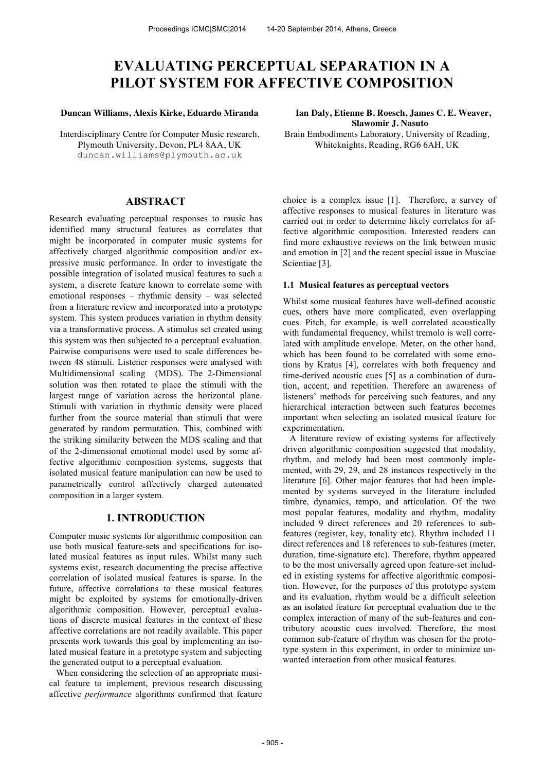# EVALUATING PERCEPTUAL SEPARATION IN A PILOT SYSTEM FOR AFFECTIVE COMPOSITION

**Duncan Williams, Alexis Kirke, Eduardo Miranda**

Interdisciplinary Centre for Computer Music research, Plymouth University, Devon, PL4 8AA, UK
duncan.williams@plymouth.ac.uk

**Ian Daly, Etienne B. Roesch, James C. E. Weaver, Slawomir J. Nasuto**

Brain Embodiments Laboratory, University of Reading, Whiteknights, Reading, RG6 6AH, UK

## ABSTRACT

Research evaluating perceptual responses to music has identified many structural features as correlates that might be incorporated in computer music systems for affectively charged algorithmic composition and/or expressive music performance. In order to investigate the possible integration of isolated musical features to such a system, a discrete feature known to correlate some with emotional responses – rhythmic density – was selected from a literature review and incorporated into a prototype system. This system produces variation in rhythm density via a transformative process. A stimulus set created using this system was then subjected to a perceptual evaluation. Pairwise comparisons were used to scale differences between 48 stimuli. Listener responses were analysed with Multidimensional scaling (MDS). The 2-Dimensional solution was then rotated to place the stimuli with the largest range of variation across the horizontal plane. Stimuli with variation in rhythmic density were placed further from the source material than stimuli that were generated by random permutation. This, combined with the striking similarity between the MDS scaling and that of the 2-dimensional emotional model used by some affective algorithmic composition systems, suggests that isolated musical feature manipulation can now be used to parametrically control affectively charged automated composition in a larger system.

## 1. INTRODUCTION

Computer music systems for algorithmic composition can use both musical feature-sets and specifications for isolated musical features as input rules. Whilst many such systems exist, research documenting the precise affective correlation of isolated musical features is sparse. In the future, affective correlations to these musical features might be exploited by systems for emotionally-driven algorithmic composition. However, perceptual evaluations of discrete musical features in the context of these affective correlations are not readily available. This paper presents work towards this goal by implementing an isolated musical feature in a prototype system and subjecting the generated output to a perceptual evaluation.

When considering the selection of an appropriate musical feature to implement, previous research discussing affective *performance* algorithms confirmed that feature choice is a complex issue [1]. Therefore, a survey of affective responses to musical features in literature was carried out in order to determine likely correlates for affective algorithmic composition. Interested readers can find more exhaustive reviews on the link between music and emotion in [2] and the recent special issue in Musciae Scientiae [3].

### 1.1 Musical features as perceptual vectors

Whilst some musical features have well-defined acoustic cues, others have more complicated, even overlapping cues. Pitch, for example, is well correlated acoustically with fundamental frequency, whilst tremolo is well correlated with amplitude envelope. Meter, on the other hand, which has been found to be correlated with some emotions by Kratus [4], correlates with both frequency and time-derived acoustic cues [5] as a combination of duration, accent, and repetition. Therefore an awareness of listeners' methods for perceiving such features, and any hierarchical interaction between such features becomes important when selecting an isolated musical feature for experimentation.

A literature review of existing systems for affectively driven algorithmic composition suggested that modality, rhythm, and melody had been most commonly implemented, with 29, 29, and 28 instances respectively in the literature [6]. Other major features that had been implemented by systems surveyed in the literature included timbre, dynamics, tempo, and articulation. Of the two most popular features, modality and rhythm, modality included 9 direct references and 20 references to sub-features (register, key, tonality etc). Rhythm included 11 direct references and 18 references to sub-features (meter, duration, time-signature etc). Therefore, rhythm appeared to be the most universally agreed upon feature-set included in existing systems for affective algorithmic composition. However, for the purposes of this prototype system and its evaluation, rhythm would be a difficult selection as an isolated feature for perceptual evaluation due to the complex interaction of many of the sub-features and contributory acoustic cues involved. Therefore, the most common sub-feature of rhythm was chosen for the prototype system in this experiment, in order to minimize unwanted interaction from other musical features.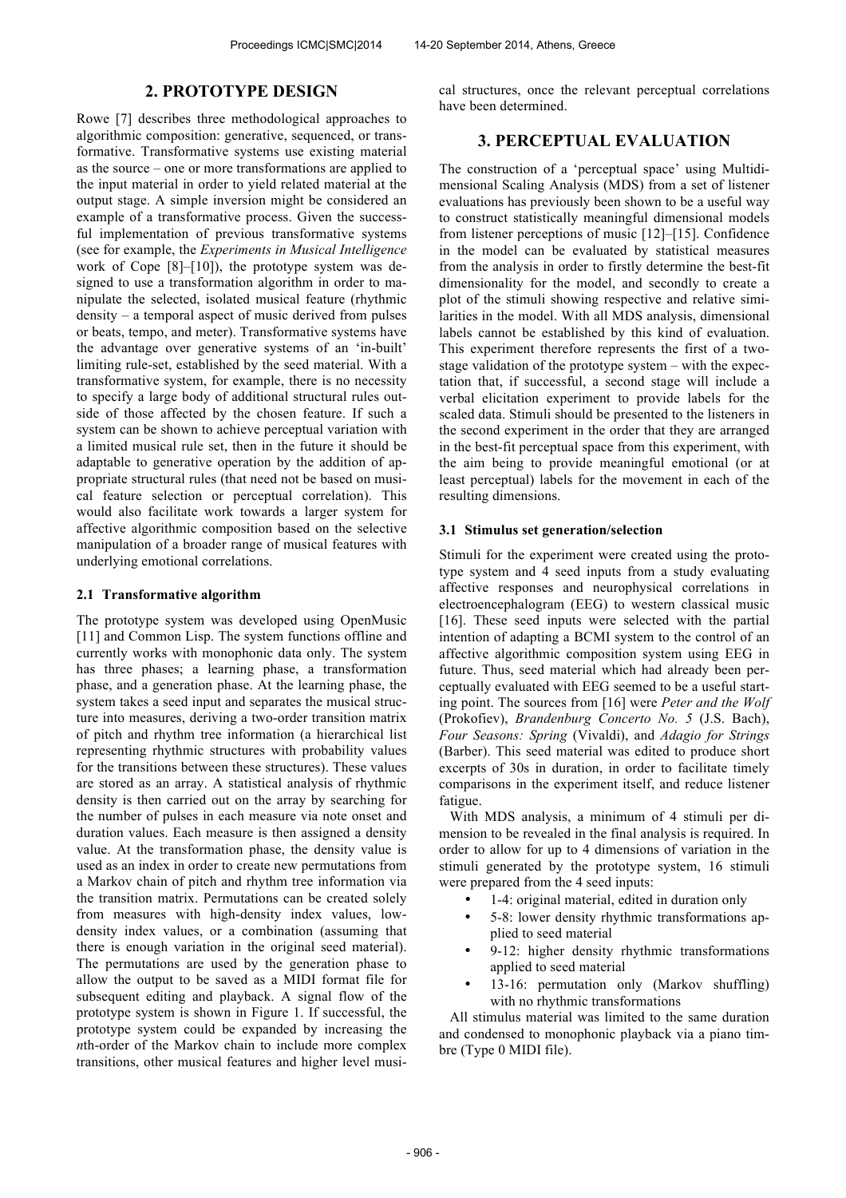## 2. PROTOTYPE DESIGN

Rowe [7] describes three methodological approaches to algorithmic composition: generative, sequenced, or transformative. Transformative systems use existing material as the source – one or more transformations are applied to the input material in order to yield related material at the output stage. A simple inversion might be considered an example of a transformative process. Given the successful implementation of previous transformative systems (see for example, the *Experiments in Musical Intelligence* work of Cope [8]–[10]), the prototype system was designed to use a transformation algorithm in order to manipulate the selected, isolated musical feature (rhythmic density – a temporal aspect of music derived from pulses or beats, tempo, and meter). Transformative systems have the advantage over generative systems of an 'in-built' limiting rule-set, established by the seed material. With a transformative system, for example, there is no necessity to specify a large body of additional structural rules outside of those affected by the chosen feature. If such a system can be shown to achieve perceptual variation with a limited musical rule set, then in the future it should be adaptable to generative operation by the addition of appropriate structural rules (that need not be based on musical feature selection or perceptual correlation). This would also facilitate work towards a larger system for affective algorithmic composition based on the selective manipulation of a broader range of musical features with underlying emotional correlations.

### 2.1 Transformative algorithm

The prototype system was developed using OpenMusic [11] and Common Lisp. The system functions offline and currently works with monophonic data only. The system has three phases; a learning phase, a transformation phase, and a generation phase. At the learning phase, the system takes a seed input and separates the musical structure into measures, deriving a two-order transition matrix of pitch and rhythm tree information (a hierarchical list representing rhythmic structures with probability values for the transitions between these structures). These values are stored as an array. A statistical analysis of rhythmic density is then carried out on the array by searching for the number of pulses in each measure via note onset and duration values. Each measure is then assigned a density value. At the transformation phase, the density value is used as an index in order to create new permutations from a Markov chain of pitch and rhythm tree information via the transition matrix. Permutations can be created solely from measures with high-density index values, low-density index values, or a combination (assuming that there is enough variation in the original seed material). The permutations are used by the generation phase to allow the output to be saved as a MIDI format file for subsequent editing and playback. A signal flow of the prototype system is shown in Figure 1. If successful, the prototype system could be expanded by increasing the *n*th-order of the Markov chain to include more complex transitions, other musical features and higher level musical structures, once the relevant perceptual correlations have been determined.

## 3. PERCEPTUAL EVALUATION

The construction of a 'perceptual space' using Multidimensional Scaling Analysis (MDS) from a set of listener evaluations has previously been shown to be a useful way to construct statistically meaningful dimensional models from listener perceptions of music [12]–[15]. Confidence in the model can be evaluated by statistical measures from the analysis in order to firstly determine the best-fit dimensionality for the model, and secondly to create a plot of the stimuli showing respective and relative similarities in the model. With all MDS analysis, dimensional labels cannot be established by this kind of evaluation. This experiment therefore represents the first of a two-stage validation of the prototype system – with the expectation that, if successful, a second stage will include a verbal elicitation experiment to provide labels for the scaled data. Stimuli should be presented to the listeners in the second experiment in the order that they are arranged in the best-fit perceptual space from this experiment, with the aim being to provide meaningful emotional (or at least perceptual) labels for the movement in each of the resulting dimensions.

### 3.1 Stimulus set generation/selection

Stimuli for the experiment were created using the prototype system and 4 seed inputs from a study evaluating affective responses and neurophysical correlations in electroencephalogram (EEG) to western classical music [16]. These seed inputs were selected with the partial intention of adapting a BCMI system to the control of an affective algorithmic composition system using EEG in future. Thus, seed material which had already been perceptually evaluated with EEG seemed to be a useful starting point. The sources from [16] were *Peter and the Wolf* (Prokofiev), *Brandenburg Concerto No. 5* (J.S. Bach), *Four Seasons: Spring* (Vivaldi), and *Adagio for Strings* (Barber). This seed material was edited to produce short excerpts of 30s in duration, in order to facilitate timely comparisons in the experiment itself, and reduce listener fatigue.

With MDS analysis, a minimum of 4 stimuli per dimension to be revealed in the final analysis is required. In order to allow for up to 4 dimensions of variation in the stimuli generated by the prototype system, 16 stimuli were prepared from the 4 seed inputs:

- 1-4: original material, edited in duration only
- 5-8: lower density rhythmic transformations applied to seed material
- 9-12: higher density rhythmic transformations applied to seed material
- 13-16: permutation only (Markov shuffling) with no rhythmic transformations

All stimulus material was limited to the same duration and condensed to monophonic playback via a piano timbre (Type 0 MIDI file).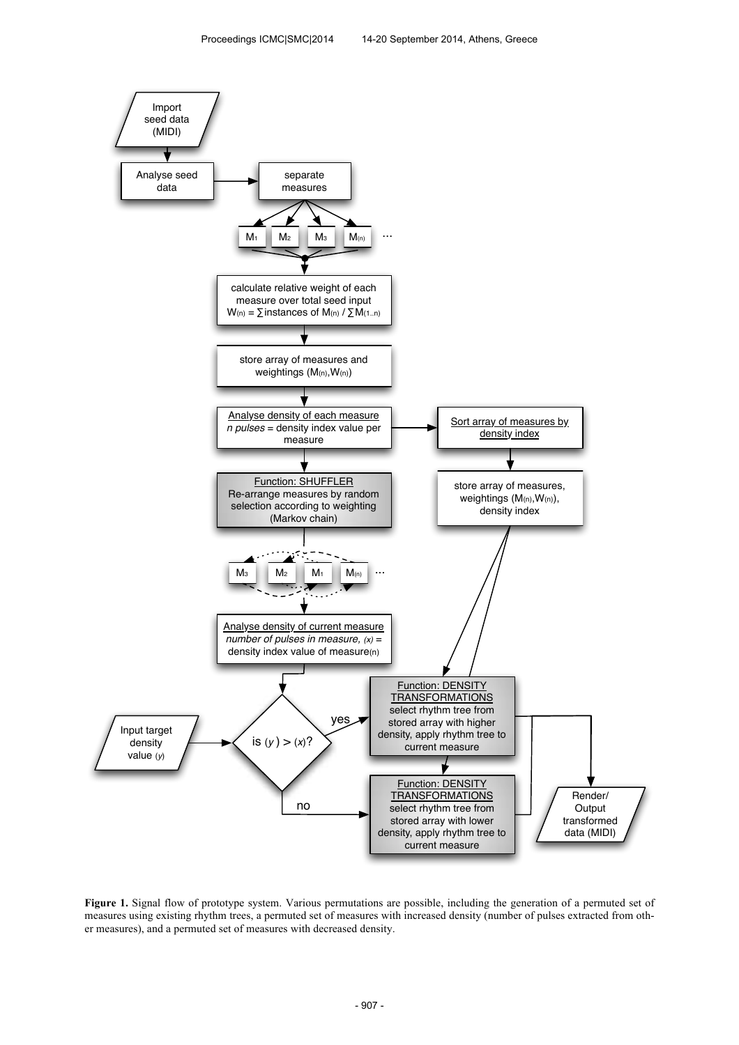**Figure 1.** Signal flow of prototype system. Various permutations are possible, including the generation of a permuted set of measures using existing rhythm trees, a permuted set of measures with increased density (number of pulses extracted from other measures), and a permuted set of measures with decreased density.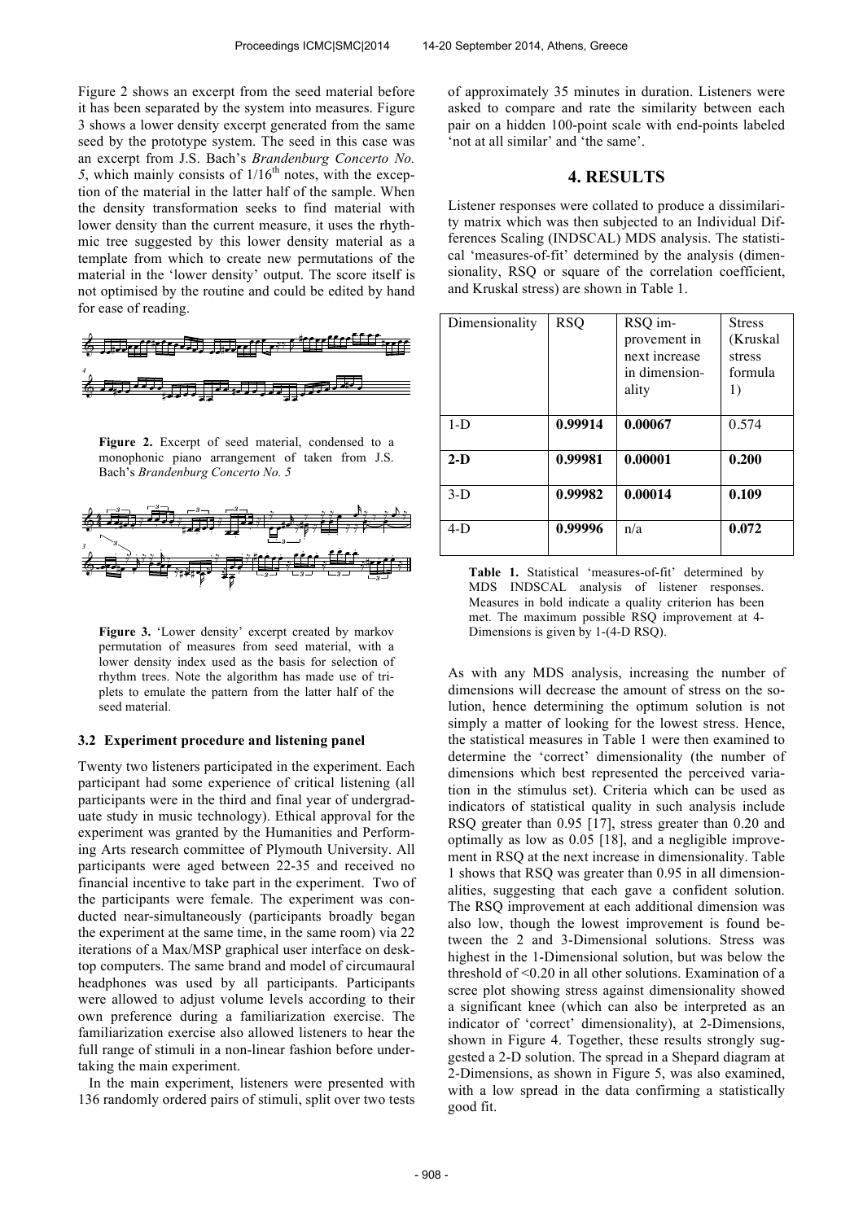Figure 2 shows an excerpt from the seed material before it has been separated by the system into measures. Figure 3 shows a lower density excerpt generated from the same seed by the prototype system. The seed in this case was an excerpt from J.S. Bach's *Brandenburg Concerto No. 5*, which mainly consists of 1/16[th] notes, with the exception of the material in the latter half of the sample. When the density transformation seeks to find material with lower density than the current measure, it uses the rhythmic tree suggested by this lower density material as a template from which to create new permutations of the material in the 'lower density' output. The score itself is not optimised by the routine and could be edited by hand for ease of reading.

**Figure 2.** Excerpt of seed material, condensed to a monophonic piano arrangement of taken from J.S. Bach's *Brandenburg Concerto No. 5*

**Figure 3.** 'Lower density' excerpt created by markov permutation of measures from seed material, with a lower density index used as the basis for selection of rhythm trees. Note the algorithm has made use of triplets to emulate the pattern from the latter half of the seed material.

### 3.2 Experiment procedure and listening panel

Twenty two listeners participated in the experiment. Each participant had some experience of critical listening (all participants were in the third and final year of undergraduate study in music technology). Ethical approval for the experiment was granted by the Humanities and Performing Arts research committee of Plymouth University. All participants were aged between 22-35 and received no financial incentive to take part in the experiment. Two of the participants were female. The experiment was conducted near-simultaneously (participants broadly began the experiment at the same time, in the same room) via 22 iterations of a Max/MSP graphical user interface on desktop computers. The same brand and model of circumaural headphones was used by all participants. Participants were allowed to adjust volume levels according to their own preference during a familiarization exercise. The familiarization exercise also allowed listeners to hear the full range of stimuli in a non-linear fashion before undertaking the main experiment.

In the main experiment, listeners were presented with 136 randomly ordered pairs of stimuli, split over two tests of approximately 35 minutes in duration. Listeners were asked to compare and rate the similarity between each pair on a hidden 100-point scale with end-points labeled 'not at all similar' and 'the same'.

## 4. RESULTS

Listener responses were collated to produce a dissimilarity matrix which was then subjected to an Individual Differences Scaling (INDSCAL) MDS analysis. The statistical 'measures-of-fit' determined by the analysis (dimensionality, RSQ or square of the correlation coefficient, and Kruskal stress) are shown in Table 1.

| Dimensionality | RSQ | RSQ improvement in next increase in dimensionality | Stress (Kruskal stress formula 1) |
|---|---|---|---|
| 1-D | **0.99914** | **0.00067** | 0.574 |
| **2-D** | **0.99981** | **0.00001** | **0.200** |
| 3-D | **0.99982** | **0.00014** | **0.109** |
| 4-D | **0.99996** | n/a | **0.072** |

**Table 1.** Statistical 'measures-of-fit' determined by MDS INDSCAL analysis of listener responses. Measures in bold indicate a quality criterion has been met. The maximum possible RSQ improvement at 4-Dimensions is given by 1-(4-D RSQ).

As with any MDS analysis, increasing the number of dimensions will decrease the amount of stress on the solution, hence determining the optimum solution is not simply a matter of looking for the lowest stress. Hence, the statistical measures in Table 1 were then examined to determine the 'correct' dimensionality (the number of dimensions which best represented the perceived variation in the stimulus set). Criteria which can be used as indicators of statistical quality in such analysis include RSQ greater than 0.95 [17], stress greater than 0.20 and optimally as low as 0.05 [18], and a negligible improvement in RSQ at the next increase in dimensionality. Table 1 shows that RSQ was greater than 0.95 in all dimensionalities, suggesting that each gave a confident solution. The RSQ improvement at each additional dimension was also low, though the lowest improvement is found between the 2 and 3-Dimensional solutions. Stress was highest in the 1-Dimensional solution, but was below the threshold of <0.20 in all other solutions. Examination of a scree plot showing stress against dimensionality showed a significant knee (which can also be interpreted as an indicator of 'correct' dimensionality), at 2-Dimensions, shown in Figure 4. Together, these results strongly suggested a 2-D solution. The spread in a Shepard diagram at 2-Dimensions, as shown in Figure 5, was also examined, with a low spread in the data confirming a statistically good fit.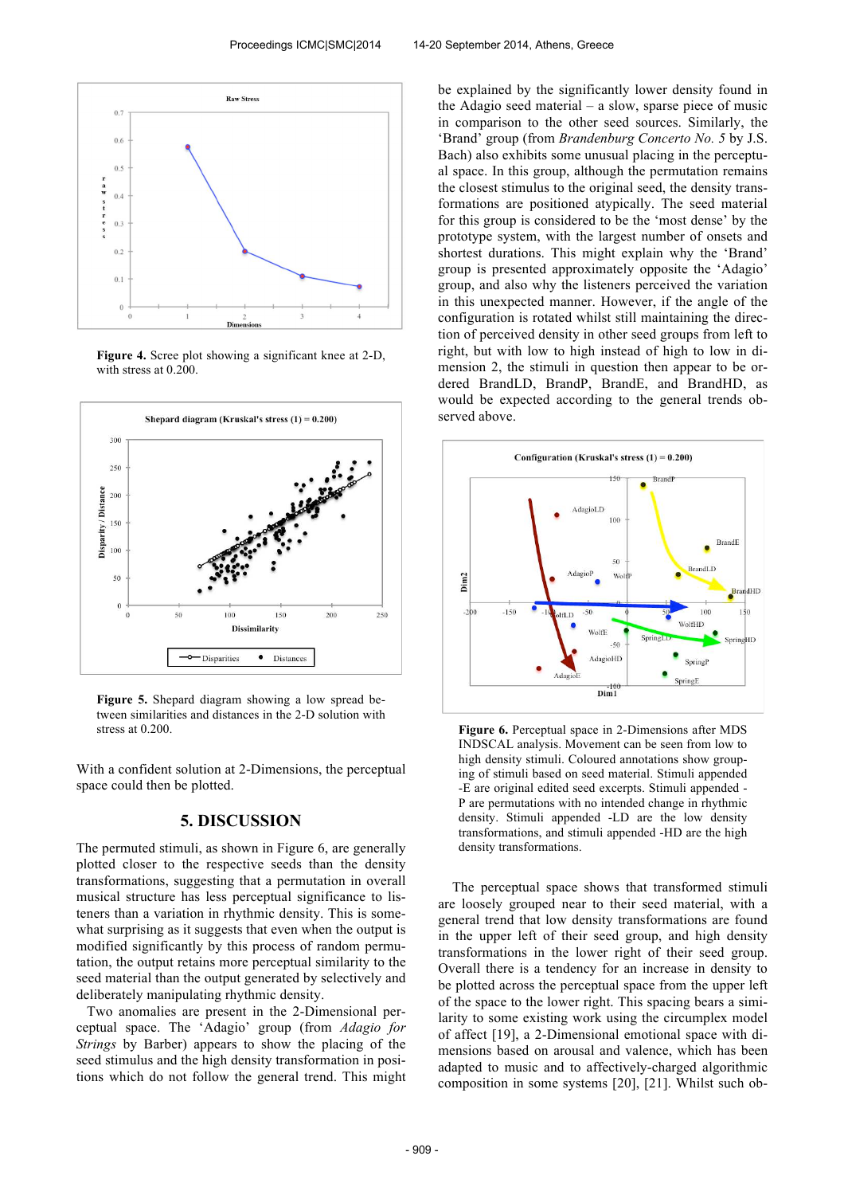**Figure 4.** Scree plot showing a significant knee at 2-D, with stress at 0.200.

**Figure 5.** Shepard diagram showing a low spread between similarities and distances in the 2-D solution with stress at 0.200.

With a confident solution at 2-Dimensions, the perceptual space could then be plotted.

## 5. DISCUSSION

The permuted stimuli, as shown in Figure 6, are generally plotted closer to the respective seeds than the density transformations, suggesting that a permutation in overall musical structure has less perceptual significance to listeners than a variation in rhythmic density. This is somewhat surprising as it suggests that even when the output is modified significantly by this process of random permutation, the output retains more perceptual similarity to the seed material than the output generated by selectively and deliberately manipulating rhythmic density.

Two anomalies are present in the 2-Dimensional perceptual space. The 'Adagio' group (from *Adagio for Strings* by Barber) appears to show the placing of the seed stimulus and the high density transformation in positions which do not follow the general trend. This might be explained by the significantly lower density found in the Adagio seed material – a slow, sparse piece of music in comparison to the other seed sources. Similarly, the 'Brand' group (from *Brandenburg Concerto No. 5* by J.S. Bach) also exhibits some unusual placing in the perceptual space. In this group, although the permutation remains the closest stimulus to the original seed, the density transformations are positioned atypically. The seed material for this group is considered to be the 'most dense' by the prototype system, with the largest number of onsets and shortest durations. This might explain why the 'Brand' group is presented approximately opposite the 'Adagio' group, and also why the listeners perceived the variation in this unexpected manner. However, if the angle of the configuration is rotated whilst still maintaining the direction of perceived density in other seed groups from left to right, but with low to high instead of high to low in dimension 2, the stimuli in question then appear to be ordered BrandLD, BrandP, BrandE, and BrandHD, as would be expected according to the general trends observed above.

**Figure 6.** Perceptual space in 2-Dimensions after MDS INDSCAL analysis. Movement can be seen from low to high density stimuli. Coloured annotations show grouping of stimuli based on seed material. Stimuli appended -E are original edited seed excerpts. Stimuli appended -P are permutations with no intended change in rhythmic density. Stimuli appended -LD are the low density transformations, and stimuli appended -HD are the high density transformations.

The perceptual space shows that transformed stimuli are loosely grouped near to their seed material, with a general trend that low density transformations are found in the upper left of their seed group, and high density transformations in the lower right of their seed group. Overall there is a tendency for an increase in density to be plotted across the perceptual space from the upper left of the space to the lower right. This spacing bears a similarity to some existing work using the circumplex model of affect [19], a 2-Dimensional emotional space with dimensions based on arousal and valence, which has been adapted to music and to affectively-charged algorithmic composition in some systems [20], [21]. Whilst such ob-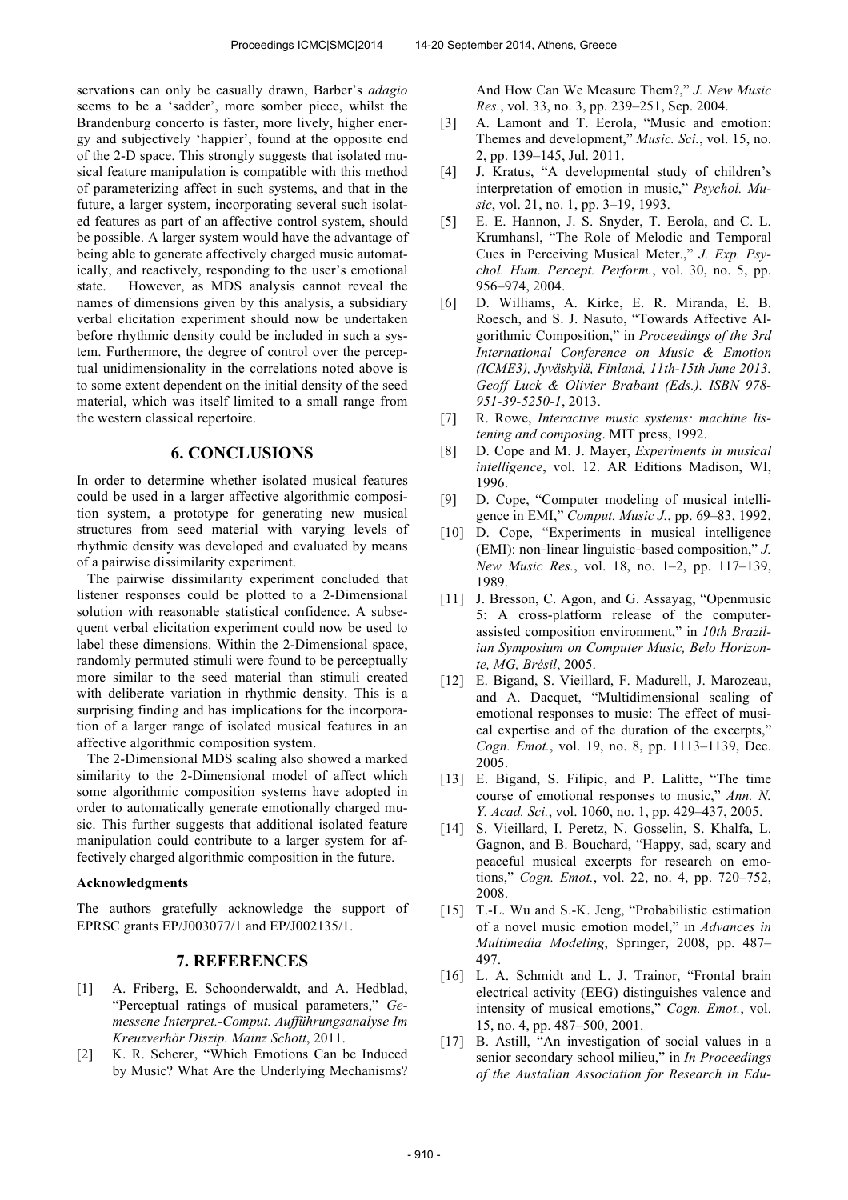servations can only be casually drawn, Barber's *adagio* seems to be a 'sadder', more somber piece, whilst the Brandenburg concerto is faster, more lively, higher energy and subjectively 'happier', found at the opposite end of the 2-D space. This strongly suggests that isolated musical feature manipulation is compatible with this method of parameterizing affect in such systems, and that in the future, a larger system, incorporating several such isolated features as part of an affective control system, should be possible. A larger system would have the advantage of being able to generate affectively charged music automatically, and reactively, responding to the user's emotional state. However, as MDS analysis cannot reveal the names of dimensions given by this analysis, a subsidiary verbal elicitation experiment should now be undertaken before rhythmic density could be included in such a system. Furthermore, the degree of control over the perceptual unidimensionality in the correlations noted above is to some extent dependent on the initial density of the seed material, which was itself limited to a small range from the western classical repertoire.

## 6. CONCLUSIONS

In order to determine whether isolated musical features could be used in a larger affective algorithmic composition system, a prototype for generating new musical structures from seed material with varying levels of rhythmic density was developed and evaluated by means of a pairwise dissimilarity experiment.

The pairwise dissimilarity experiment concluded that listener responses could be plotted to a 2-Dimensional solution with reasonable statistical confidence. A subsequent verbal elicitation experiment could now be used to label these dimensions. Within the 2-Dimensional space, randomly permuted stimuli were found to be perceptually more similar to the seed material than stimuli created with deliberate variation in rhythmic density. This is a surprising finding and has implications for the incorporation of a larger range of isolated musical features in an affective algorithmic composition system.

The 2-Dimensional MDS scaling also showed a marked similarity to the 2-Dimensional model of affect which some algorithmic composition systems have adopted in order to automatically generate emotionally charged music. This further suggests that additional isolated feature manipulation could contribute to a larger system for affectively charged algorithmic composition in the future.

#### Acknowledgments

The authors gratefully acknowledge the support of EPRSC grants EP/J003077/1 and EP/J002135/1.

## 7. REFERENCES

[1] A. Friberg, E. Schoonderwaldt, and A. Hedblad, "Perceptual ratings of musical parameters," *Gemessene Interpret.-Comput. Aufführungsanalyse Im Kreuzverhör Diszip. Mainz Schott*, 2011.

[2] K. R. Scherer, "Which Emotions Can be Induced by Music? What Are the Underlying Mechanisms? And How Can We Measure Them?," *J. New Music Res.*, vol. 33, no. 3, pp. 239–251, Sep. 2004.

[3] A. Lamont and T. Eerola, "Music and emotion: Themes and development," *Music. Sci.*, vol. 15, no. 2, pp. 139–145, Jul. 2011.

[4] J. Kratus, "A developmental study of children's interpretation of emotion in music," *Psychol. Music*, vol. 21, no. 1, pp. 3–19, 1993.

[5] E. E. Hannon, J. S. Snyder, T. Eerola, and C. L. Krumhansl, "The Role of Melodic and Temporal Cues in Perceiving Musical Meter.," *J. Exp. Psychol. Hum. Percept. Perform.*, vol. 30, no. 5, pp. 956–974, 2004.

[6] D. Williams, A. Kirke, E. R. Miranda, E. B. Roesch, and S. J. Nasuto, "Towards Affective Algorithmic Composition," in *Proceedings of the 3rd International Conference on Music & Emotion (ICME3), Jyväskylä, Finland, 11th-15th June 2013. Geoff Luck & Olivier Brabant (Eds.). ISBN 978-951-39-5250-1*, 2013.

[7] R. Rowe, *Interactive music systems: machine listening and composing*. MIT press, 1992.

[8] D. Cope and M. J. Mayer, *Experiments in musical intelligence*, vol. 12. AR Editions Madison, WI, 1996.

[9] D. Cope, "Computer modeling of musical intelligence in EMI," *Comput. Music J.*, pp. 69–83, 1992.

[10] D. Cope, "Experiments in musical intelligence (EMI): non‐linear linguistic‐based composition," *J. New Music Res.*, vol. 18, no. 1–2, pp. 117–139, 1989.

[11] J. Bresson, C. Agon, and G. Assayag, "Openmusic 5: A cross-platform release of the computer-assisted composition environment," in *10th Brazilian Symposium on Computer Music, Belo Horizonte, MG, Brésil*, 2005.

[12] E. Bigand, S. Vieillard, F. Madurell, J. Marozeau, and A. Dacquet, "Multidimensional scaling of emotional responses to music: The effect of musical expertise and of the duration of the excerpts," *Cogn. Emot.*, vol. 19, no. 8, pp. 1113–1139, Dec. 2005.

[13] E. Bigand, S. Filipic, and P. Lalitte, "The time course of emotional responses to music," *Ann. N. Y. Acad. Sci.*, vol. 1060, no. 1, pp. 429–437, 2005.

[14] S. Vieillard, I. Peretz, N. Gosselin, S. Khalfa, L. Gagnon, and B. Bouchard, "Happy, sad, scary and peaceful musical excerpts for research on emotions," *Cogn. Emot.*, vol. 22, no. 4, pp. 720–752, 2008.

[15] T.-L. Wu and S.-K. Jeng, "Probabilistic estimation of a novel music emotion model," in *Advances in Multimedia Modeling*, Springer, 2008, pp. 487–497.

[16] L. A. Schmidt and L. J. Trainor, "Frontal brain electrical activity (EEG) distinguishes valence and intensity of musical emotions," *Cogn. Emot.*, vol. 15, no. 4, pp. 487–500, 2001.

[17] B. Astill, "An investigation of social values in a senior secondary school milieu," in *In Proceedings of the Austalian Association for Research in Edu-*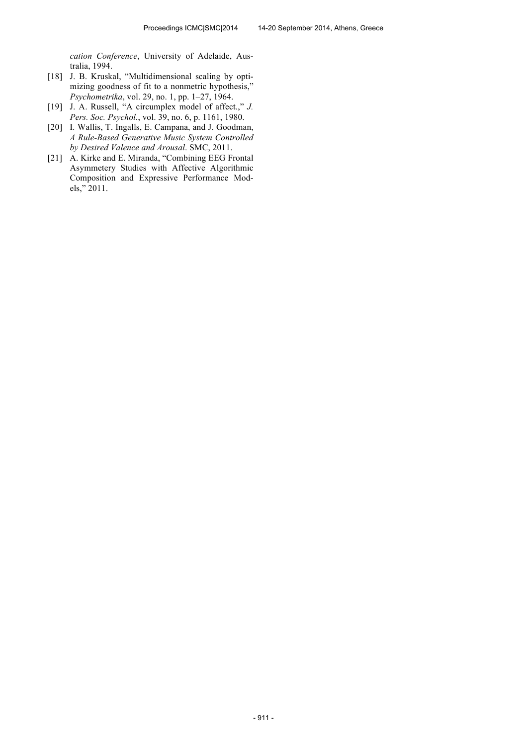*cation Conference*, University of Adelaide, Australia, 1994.

[18] J. B. Kruskal, "Multidimensional scaling by optimizing goodness of fit to a nonmetric hypothesis," *Psychometrika*, vol. 29, no. 1, pp. 1–27, 1964.

[19] J. A. Russell, "A circumplex model of affect.," *J. Pers. Soc. Psychol.*, vol. 39, no. 6, p. 1161, 1980.

[20] I. Wallis, T. Ingalls, E. Campana, and J. Goodman, *A Rule-Based Generative Music System Controlled by Desired Valence and Arousal*. SMC, 2011.

[21] A. Kirke and E. Miranda, "Combining EEG Frontal Asymmetery Studies with Affective Algorithmic Composition and Expressive Performance Models," 2011.